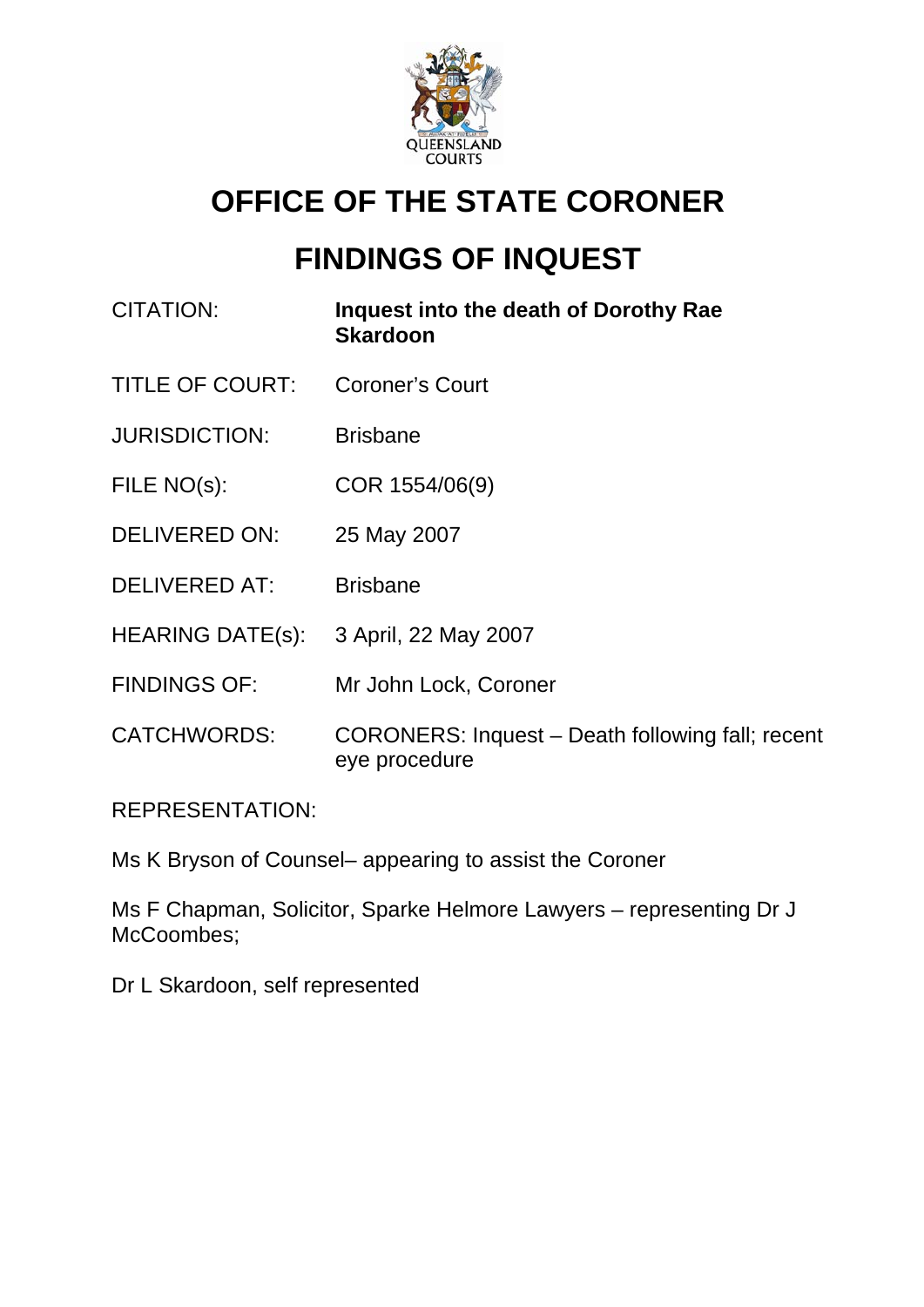# OFFICE OF THE STATE CORONER

# FINDINGS OF INQUEST

| | |
|---|---|
| CITATION: | **Inquest into the death of Dorothy Rae Skardoon** |
| TITLE OF COURT: | Coroner's Court |
| JURISDICTION: | Brisbane |
| FILE NO(s): | COR 1554/06(9) |
| DELIVERED ON: | 25 May 2007 |
| DELIVERED AT: | Brisbane |
| HEARING DATE(s): | 3 April, 22 May 2007 |
| FINDINGS OF: | Mr John Lock, Coroner |
| CATCHWORDS: | CORONERS: Inquest – Death following fall; recent eye procedure |

REPRESENTATION:

Ms K Bryson of Counsel– appearing to assist the Coroner

Ms F Chapman, Solicitor, Sparke Helmore Lawyers – representing Dr J McCoombes;

Dr L Skardoon, self represented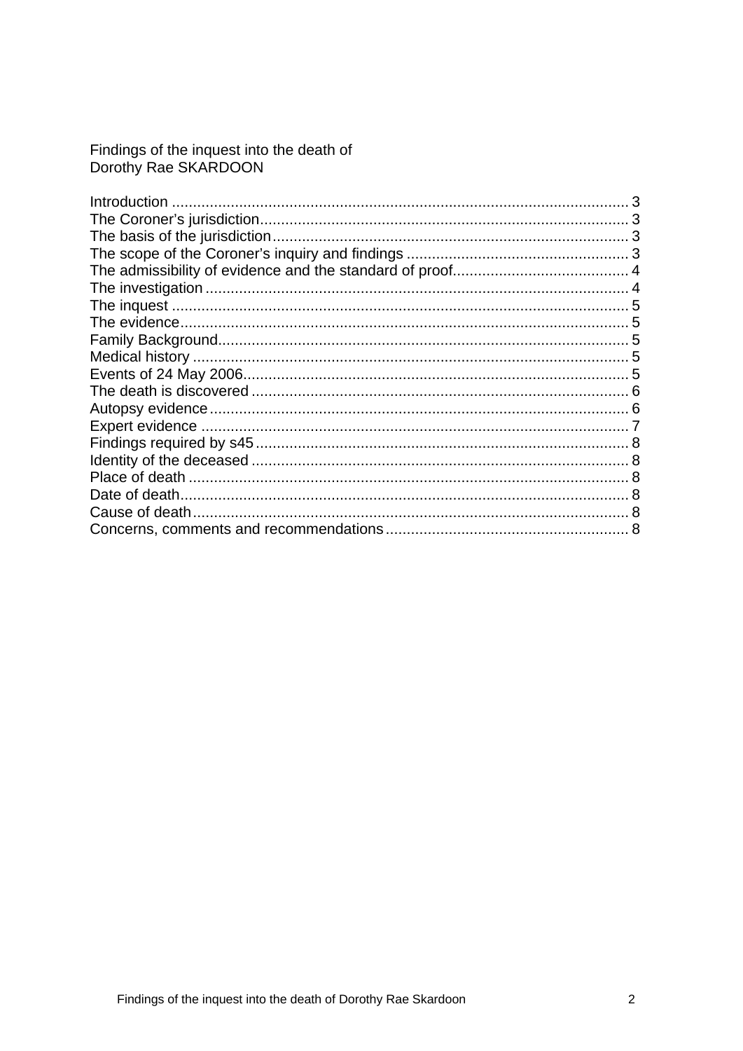Findings of the inquest into the death of
Dorothy Rae SKARDOON

Introduction ..... 3
The Coroner's jurisdiction ..... 3
The basis of the jurisdiction ..... 3
The scope of the Coroner's inquiry and findings ..... 3
The admissibility of evidence and the standard of proof ..... 4
The investigation ..... 4
The inquest ..... 5
The evidence ..... 5
Family Background ..... 5
Medical history ..... 5
Events of 24 May 2006 ..... 5
The death is discovered ..... 6
Autopsy evidence ..... 6
Expert evidence ..... 7
Findings required by s45 ..... 8
Identity of the deceased ..... 8
Place of death ..... 8
Date of death ..... 8
Cause of death ..... 8
Concerns, comments and recommendations ..... 8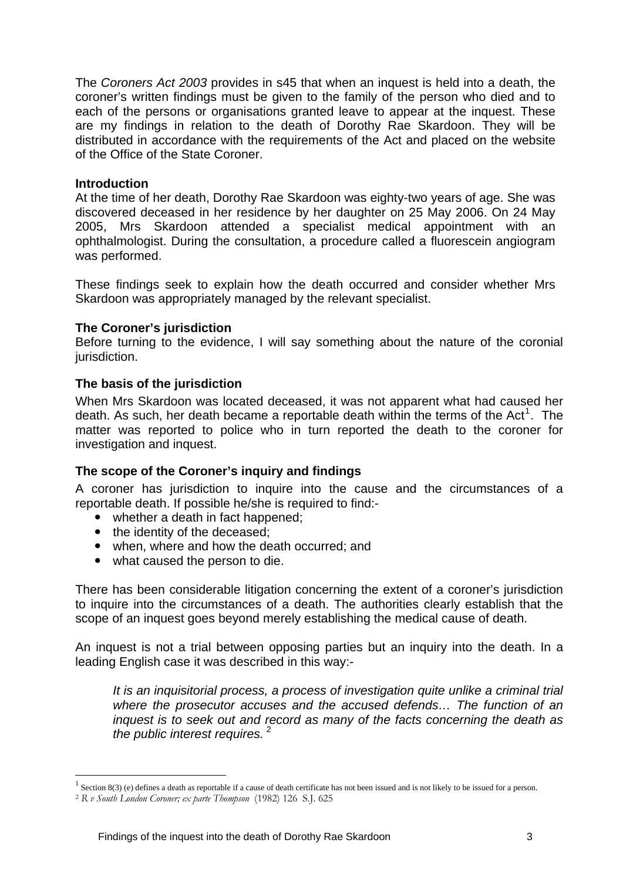The *Coroners Act 2003* provides in s45 that when an inquest is held into a death, the coroner's written findings must be given to the family of the person who died and to each of the persons or organisations granted leave to appear at the inquest. These are my findings in relation to the death of Dorothy Rae Skardoon. They will be distributed in accordance with the requirements of the Act and placed on the website of the Office of the State Coroner.

**Introduction**

At the time of her death, Dorothy Rae Skardoon was eighty-two years of age. She was discovered deceased in her residence by her daughter on 25 May 2006. On 24 May 2005, Mrs Skardoon attended a specialist medical appointment with an ophthalmologist. During the consultation, a procedure called a fluorescein angiogram was performed.

These findings seek to explain how the death occurred and consider whether Mrs Skardoon was appropriately managed by the relevant specialist.

**The Coroner's jurisdiction**

Before turning to the evidence, I will say something about the nature of the coronial jurisdiction.

**The basis of the jurisdiction**

When Mrs Skardoon was located deceased, it was not apparent what had caused her death. As such, her death became a reportable death within the terms of the Act[1]. The matter was reported to police who in turn reported the death to the coroner for investigation and inquest.

**The scope of the Coroner's inquiry and findings**

A coroner has jurisdiction to inquire into the cause and the circumstances of a reportable death. If possible he/she is required to find:-

- whether a death in fact happened;
- the identity of the deceased;
- when, where and how the death occurred; and
- what caused the person to die.

There has been considerable litigation concerning the extent of a coroner's jurisdiction to inquire into the circumstances of a death. The authorities clearly establish that the scope of an inquest goes beyond merely establishing the medical cause of death.

An inquest is not a trial between opposing parties but an inquiry into the death. In a leading English case it was described in this way:-

> *It is an inquisitorial process, a process of investigation quite unlike a criminal trial where the prosecutor accuses and the accused defends… The function of an inquest is to seek out and record as many of the facts concerning the death as the public interest requires.* [2]

---

[1] Section 8(3) (e) defines a death as reportable if a cause of death certificate has not been issued and is not likely to be issued for a person.

[2] *R v South London Coroner; ex parte Thompson* (1982) 126 S.J. 625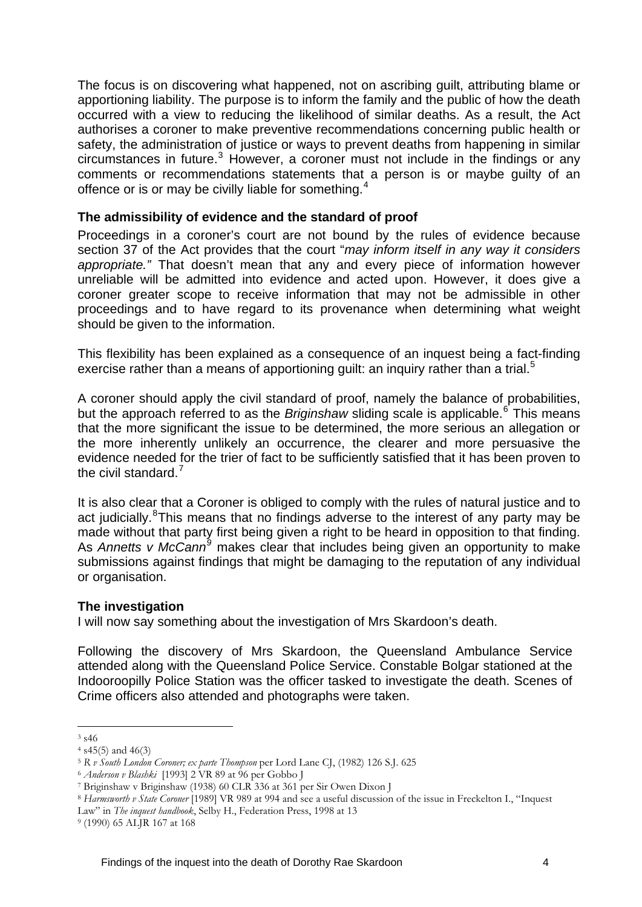The focus is on discovering what happened, not on ascribing guilt, attributing blame or apportioning liability. The purpose is to inform the family and the public of how the death occurred with a view to reducing the likelihood of similar deaths. As a result, the Act authorises a coroner to make preventive recommendations concerning public health or safety, the administration of justice or ways to prevent deaths from happening in similar circumstances in future.[3] However, a coroner must not include in the findings or any comments or recommendations statements that a person is or maybe guilty of an offence or is or may be civilly liable for something.[4]

### The admissibility of evidence and the standard of proof

Proceedings in a coroner's court are not bound by the rules of evidence because section 37 of the Act provides that the court "*may inform itself in any way it considers appropriate."* That doesn't mean that any and every piece of information however unreliable will be admitted into evidence and acted upon. However, it does give a coroner greater scope to receive information that may not be admissible in other proceedings and to have regard to its provenance when determining what weight should be given to the information.

This flexibility has been explained as a consequence of an inquest being a fact-finding exercise rather than a means of apportioning guilt: an inquiry rather than a trial.[5]

A coroner should apply the civil standard of proof, namely the balance of probabilities, but the approach referred to as the *Briginshaw* sliding scale is applicable.[6] This means that the more significant the issue to be determined, the more serious an allegation or the more inherently unlikely an occurrence, the clearer and more persuasive the evidence needed for the trier of fact to be sufficiently satisfied that it has been proven to the civil standard.[7]

It is also clear that a Coroner is obliged to comply with the rules of natural justice and to act judicially.[8]This means that no findings adverse to the interest of any party may be made without that party first being given a right to be heard in opposition to that finding. As *Annetts v McCann*[9] makes clear that includes being given an opportunity to make submissions against findings that might be damaging to the reputation of any individual or organisation.

### The investigation

I will now say something about the investigation of Mrs Skardoon's death.

Following the discovery of Mrs Skardoon, the Queensland Ambulance Service attended along with the Queensland Police Service. Constable Bolgar stationed at the Indooroopilly Police Station was the officer tasked to investigate the death. Scenes of Crime officers also attended and photographs were taken.

---

[3] s46

[4] s45(5) and 46(3)

[5] *R v South London Coroner; ex parte Thompson* per Lord Lane CJ, (1982) 126 S.J. 625

[6] *Anderson v Blashki* [1993] 2 VR 89 at 96 per Gobbo J

[7] Briginshaw v Briginshaw (1938) 60 CLR 336 at 361 per Sir Owen Dixon J

[8] *Harmsworth v State Coroner* [1989] VR 989 at 994 and see a useful discussion of the issue in Freckelton I., "Inquest Law" in *The inquest handbook*, Selby H., Federation Press, 1998 at 13

[9] (1990) 65 ALJR 167 at 168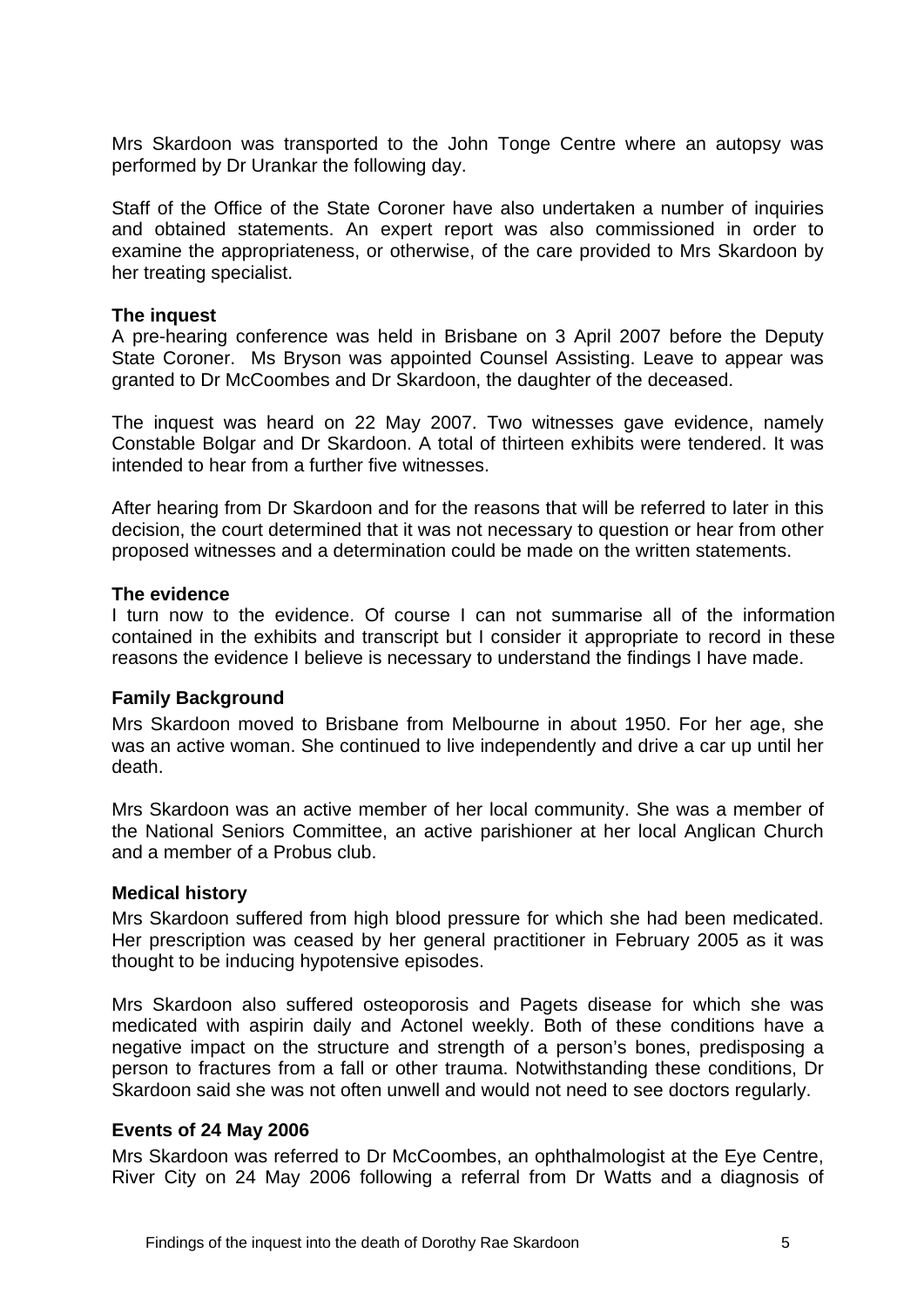Mrs Skardoon was transported to the John Tonge Centre where an autopsy was performed by Dr Urankar the following day.

Staff of the Office of the State Coroner have also undertaken a number of inquiries and obtained statements. An expert report was also commissioned in order to examine the appropriateness, or otherwise, of the care provided to Mrs Skardoon by her treating specialist.

**The inquest**

A pre-hearing conference was held in Brisbane on 3 April 2007 before the Deputy State Coroner. Ms Bryson was appointed Counsel Assisting. Leave to appear was granted to Dr McCoombes and Dr Skardoon, the daughter of the deceased.

The inquest was heard on 22 May 2007. Two witnesses gave evidence, namely Constable Bolgar and Dr Skardoon. A total of thirteen exhibits were tendered. It was intended to hear from a further five witnesses.

After hearing from Dr Skardoon and for the reasons that will be referred to later in this decision, the court determined that it was not necessary to question or hear from other proposed witnesses and a determination could be made on the written statements.

**The evidence**

I turn now to the evidence. Of course I can not summarise all of the information contained in the exhibits and transcript but I consider it appropriate to record in these reasons the evidence I believe is necessary to understand the findings I have made.

**Family Background**

Mrs Skardoon moved to Brisbane from Melbourne in about 1950. For her age, she was an active woman. She continued to live independently and drive a car up until her death.

Mrs Skardoon was an active member of her local community. She was a member of the National Seniors Committee, an active parishioner at her local Anglican Church and a member of a Probus club.

**Medical history**

Mrs Skardoon suffered from high blood pressure for which she had been medicated. Her prescription was ceased by her general practitioner in February 2005 as it was thought to be inducing hypotensive episodes.

Mrs Skardoon also suffered osteoporosis and Pagets disease for which she was medicated with aspirin daily and Actonel weekly. Both of these conditions have a negative impact on the structure and strength of a person's bones, predisposing a person to fractures from a fall or other trauma. Notwithstanding these conditions, Dr Skardoon said she was not often unwell and would not need to see doctors regularly.

**Events of 24 May 2006**

Mrs Skardoon was referred to Dr McCoombes, an ophthalmologist at the Eye Centre, River City on 24 May 2006 following a referral from Dr Watts and a diagnosis of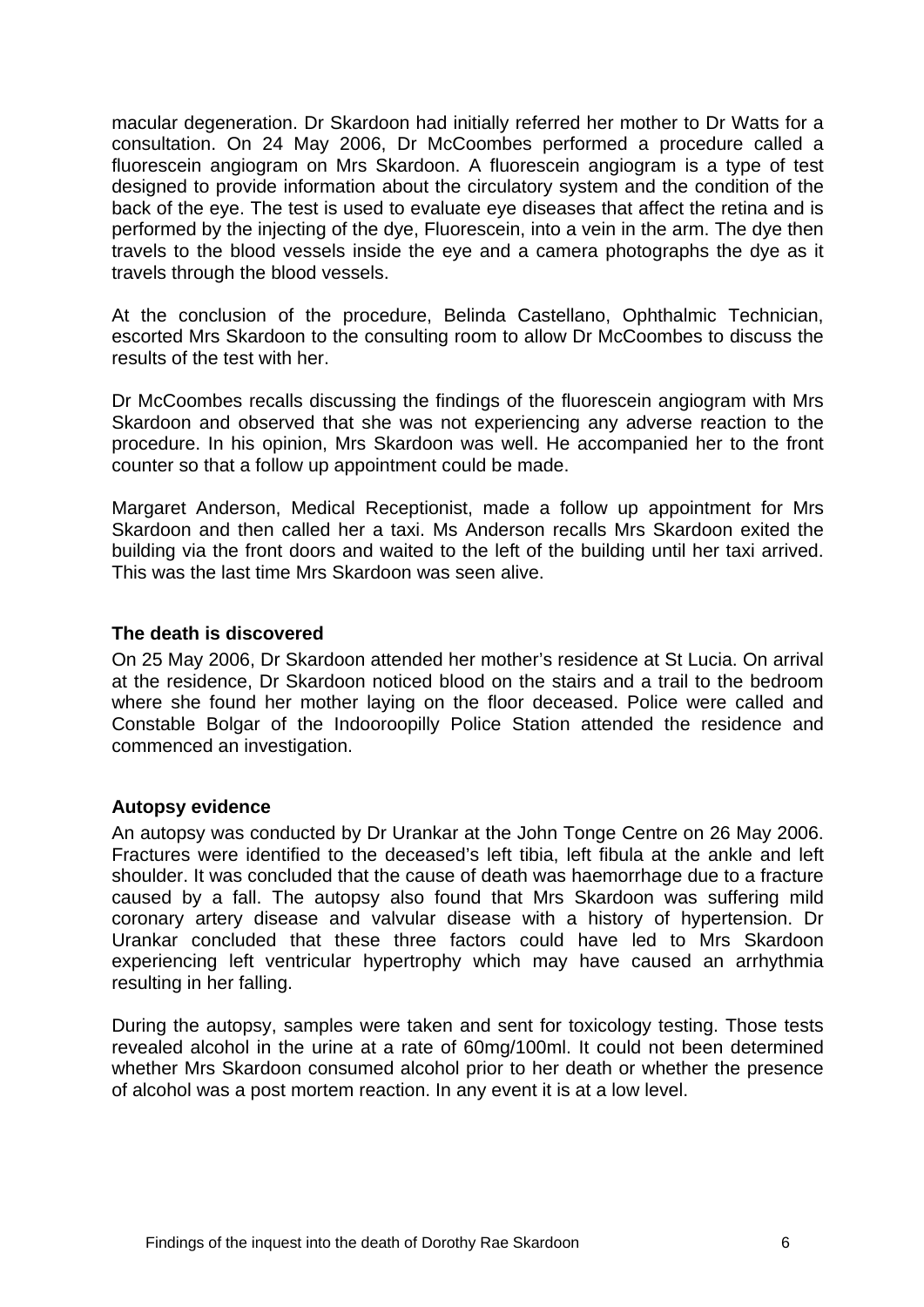macular degeneration. Dr Skardoon had initially referred her mother to Dr Watts for a consultation. On 24 May 2006, Dr McCoombes performed a procedure called a fluorescein angiogram on Mrs Skardoon. A fluorescein angiogram is a type of test designed to provide information about the circulatory system and the condition of the back of the eye. The test is used to evaluate eye diseases that affect the retina and is performed by the injecting of the dye, Fluorescein, into a vein in the arm. The dye then travels to the blood vessels inside the eye and a camera photographs the dye as it travels through the blood vessels.

At the conclusion of the procedure, Belinda Castellano, Ophthalmic Technician, escorted Mrs Skardoon to the consulting room to allow Dr McCoombes to discuss the results of the test with her.

Dr McCoombes recalls discussing the findings of the fluorescein angiogram with Mrs Skardoon and observed that she was not experiencing any adverse reaction to the procedure. In his opinion, Mrs Skardoon was well. He accompanied her to the front counter so that a follow up appointment could be made.

Margaret Anderson, Medical Receptionist, made a follow up appointment for Mrs Skardoon and then called her a taxi. Ms Anderson recalls Mrs Skardoon exited the building via the front doors and waited to the left of the building until her taxi arrived. This was the last time Mrs Skardoon was seen alive.

### The death is discovered

On 25 May 2006, Dr Skardoon attended her mother's residence at St Lucia. On arrival at the residence, Dr Skardoon noticed blood on the stairs and a trail to the bedroom where she found her mother laying on the floor deceased. Police were called and Constable Bolgar of the Indooroopilly Police Station attended the residence and commenced an investigation.

### Autopsy evidence

An autopsy was conducted by Dr Urankar at the John Tonge Centre on 26 May 2006. Fractures were identified to the deceased's left tibia, left fibula at the ankle and left shoulder. It was concluded that the cause of death was haemorrhage due to a fracture caused by a fall. The autopsy also found that Mrs Skardoon was suffering mild coronary artery disease and valvular disease with a history of hypertension. Dr Urankar concluded that these three factors could have led to Mrs Skardoon experiencing left ventricular hypertrophy which may have caused an arrhythmia resulting in her falling.

During the autopsy, samples were taken and sent for toxicology testing. Those tests revealed alcohol in the urine at a rate of 60mg/100ml. It could not been determined whether Mrs Skardoon consumed alcohol prior to her death or whether the presence of alcohol was a post mortem reaction. In any event it is at a low level.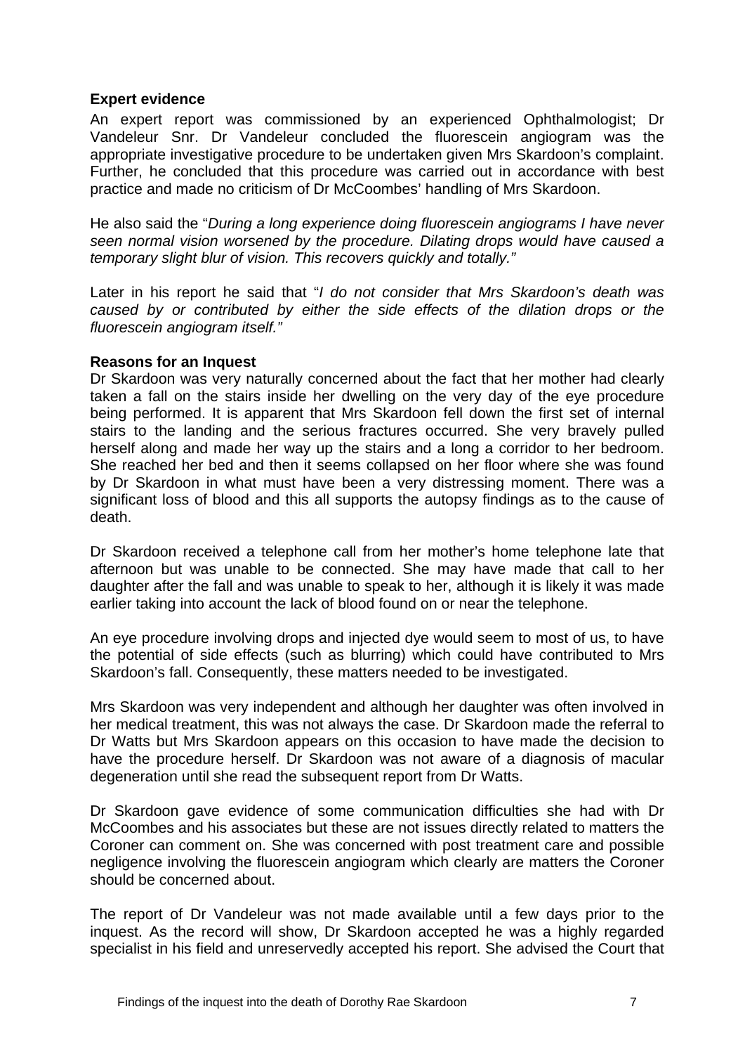**Expert evidence**

An expert report was commissioned by an experienced Ophthalmologist; Dr Vandeleur Snr. Dr Vandeleur concluded the fluorescein angiogram was the appropriate investigative procedure to be undertaken given Mrs Skardoon's complaint. Further, he concluded that this procedure was carried out in accordance with best practice and made no criticism of Dr McCoombes' handling of Mrs Skardoon.

He also said the "*During a long experience doing fluorescein angiograms I have never seen normal vision worsened by the procedure. Dilating drops would have caused a temporary slight blur of vision. This recovers quickly and totally.*"

Later in his report he said that "*I do not consider that Mrs Skardoon's death was caused by or contributed by either the side effects of the dilation drops or the fluorescein angiogram itself.*"

**Reasons for an Inquest**

Dr Skardoon was very naturally concerned about the fact that her mother had clearly taken a fall on the stairs inside her dwelling on the very day of the eye procedure being performed. It is apparent that Mrs Skardoon fell down the first set of internal stairs to the landing and the serious fractures occurred. She very bravely pulled herself along and made her way up the stairs and a long a corridor to her bedroom. She reached her bed and then it seems collapsed on her floor where she was found by Dr Skardoon in what must have been a very distressing moment. There was a significant loss of blood and this all supports the autopsy findings as to the cause of death.

Dr Skardoon received a telephone call from her mother's home telephone late that afternoon but was unable to be connected. She may have made that call to her daughter after the fall and was unable to speak to her, although it is likely it was made earlier taking into account the lack of blood found on or near the telephone.

An eye procedure involving drops and injected dye would seem to most of us, to have the potential of side effects (such as blurring) which could have contributed to Mrs Skardoon's fall. Consequently, these matters needed to be investigated.

Mrs Skardoon was very independent and although her daughter was often involved in her medical treatment, this was not always the case. Dr Skardoon made the referral to Dr Watts but Mrs Skardoon appears on this occasion to have made the decision to have the procedure herself. Dr Skardoon was not aware of a diagnosis of macular degeneration until she read the subsequent report from Dr Watts.

Dr Skardoon gave evidence of some communication difficulties she had with Dr McCoombes and his associates but these are not issues directly related to matters the Coroner can comment on. She was concerned with post treatment care and possible negligence involving the fluorescein angiogram which clearly are matters the Coroner should be concerned about.

The report of Dr Vandeleur was not made available until a few days prior to the inquest. As the record will show, Dr Skardoon accepted he was a highly regarded specialist in his field and unreservedly accepted his report. She advised the Court that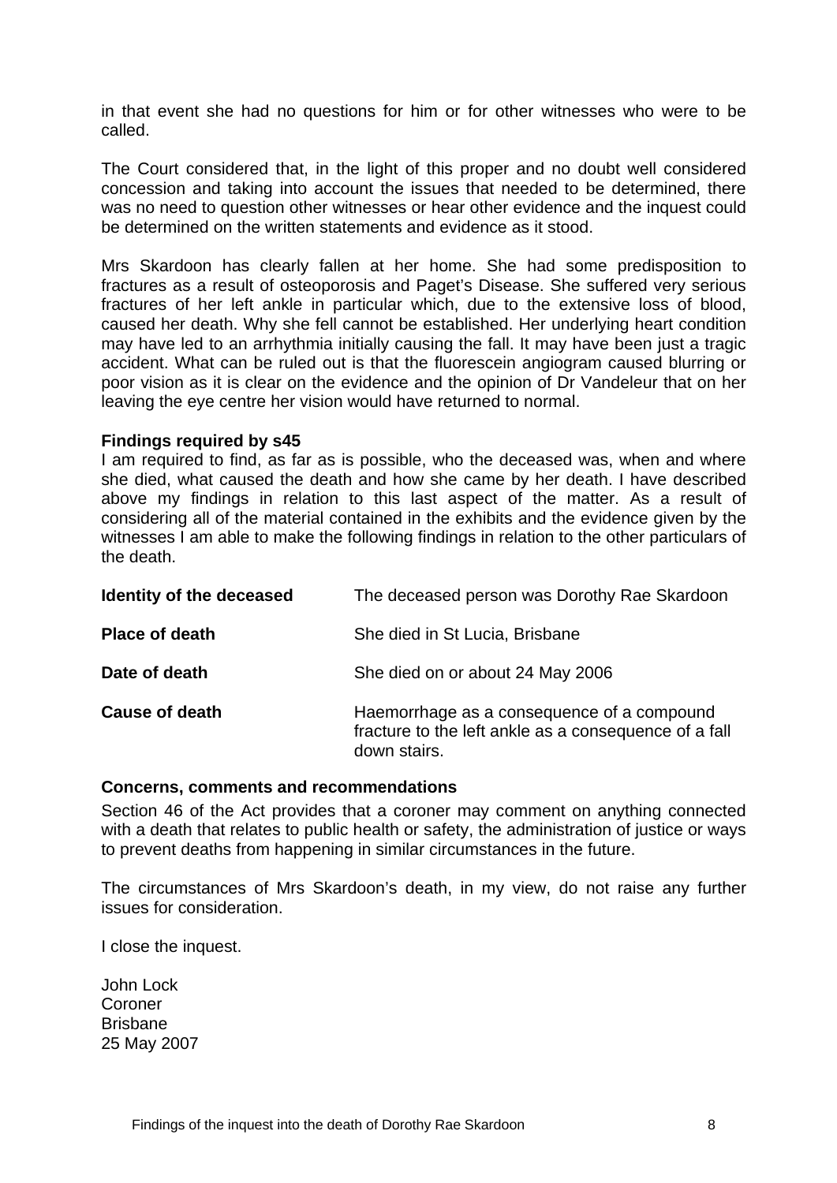in that event she had no questions for him or for other witnesses who were to be called.

The Court considered that, in the light of this proper and no doubt well considered concession and taking into account the issues that needed to be determined, there was no need to question other witnesses or hear other evidence and the inquest could be determined on the written statements and evidence as it stood.

Mrs Skardoon has clearly fallen at her home. She had some predisposition to fractures as a result of osteoporosis and Paget's Disease. She suffered very serious fractures of her left ankle in particular which, due to the extensive loss of blood, caused her death. Why she fell cannot be established. Her underlying heart condition may have led to an arrhythmia initially causing the fall. It may have been just a tragic accident. What can be ruled out is that the fluorescein angiogram caused blurring or poor vision as it is clear on the evidence and the opinion of Dr Vandeleur that on her leaving the eye centre her vision would have returned to normal.

**Findings required by s45**

I am required to find, as far as is possible, who the deceased was, when and where she died, what caused the death and how she came by her death. I have described above my findings in relation to this last aspect of the matter. As a result of considering all of the material contained in the exhibits and the evidence given by the witnesses I am able to make the following findings in relation to the other particulars of the death.

| | |
|---|---|
| **Identity of the deceased** | The deceased person was Dorothy Rae Skardoon |
| **Place of death** | She died in St Lucia, Brisbane |
| **Date of death** | She died on or about 24 May 2006 |
| **Cause of death** | Haemorrhage as a consequence of a compound fracture to the left ankle as a consequence of a fall down stairs. |

**Concerns, comments and recommendations**

Section 46 of the Act provides that a coroner may comment on anything connected with a death that relates to public health or safety, the administration of justice or ways to prevent deaths from happening in similar circumstances in the future.

The circumstances of Mrs Skardoon's death, in my view, do not raise any further issues for consideration.

I close the inquest.

John Lock
Coroner
Brisbane
25 May 2007